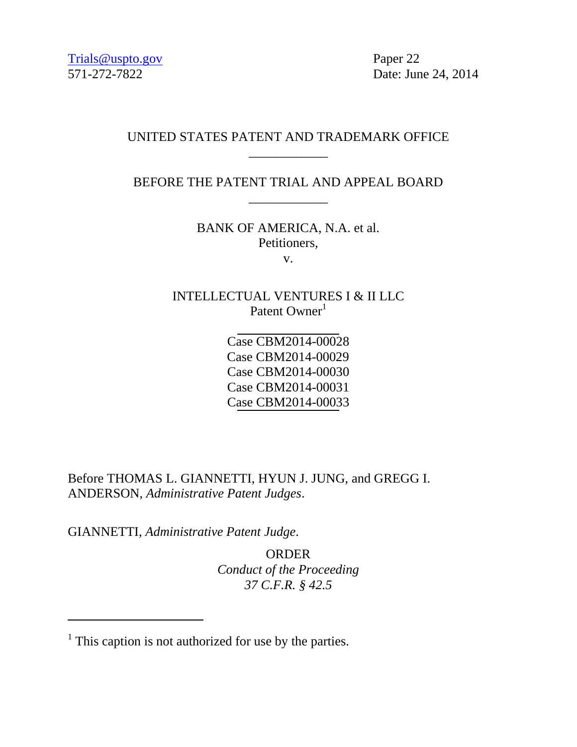Trials@uspto.gov
571-272-7822

Paper 22
Date: June 24, 2014

UNITED STATES PATENT AND TRADEMARK OFFICE

---

BEFORE THE PATENT TRIAL AND APPEAL BOARD

---

BANK OF AMERICA, N.A. et al.
Petitioners,
v.

INTELLECTUAL VENTURES I & II LLC
Patent Owner[1]

---

Case CBM2014-00028
Case CBM2014-00029
Case CBM2014-00030
Case CBM2014-00031
Case CBM2014-00033

---

Before THOMAS L. GIANNETTI, HYUN J. JUNG, and GREGG I. ANDERSON, *Administrative Patent Judges*.

GIANNETTI, *Administrative Patent Judge*.

ORDER
*Conduct of the Proceeding*
*37 C.F.R. § 42.5*

---

[1] This caption is not authorized for use by the parties.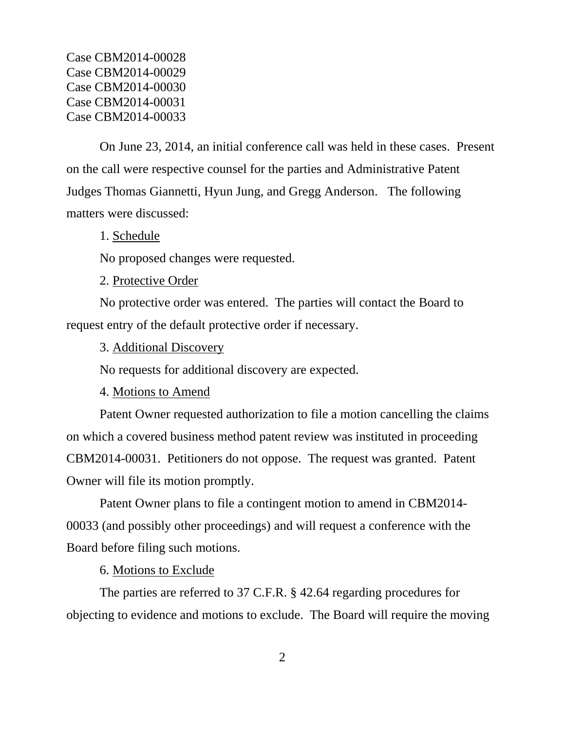Case CBM2014-00028
Case CBM2014-00029
Case CBM2014-00030
Case CBM2014-00031
Case CBM2014-00033

On June 23, 2014, an initial conference call was held in these cases. Present on the call were respective counsel for the parties and Administrative Patent Judges Thomas Giannetti, Hyun Jung, and Gregg Anderson. The following matters were discussed:

1. Schedule

No proposed changes were requested.

2. Protective Order

No protective order was entered. The parties will contact the Board to request entry of the default protective order if necessary.

3. Additional Discovery

No requests for additional discovery are expected.

4. Motions to Amend

Patent Owner requested authorization to file a motion cancelling the claims on which a covered business method patent review was instituted in proceeding CBM2014-00031. Petitioners do not oppose. The request was granted. Patent Owner will file its motion promptly.

Patent Owner plans to file a contingent motion to amend in CBM2014-00033 (and possibly other proceedings) and will request a conference with the Board before filing such motions.

6. Motions to Exclude

The parties are referred to 37 C.F.R. § 42.64 regarding procedures for objecting to evidence and motions to exclude. The Board will require the moving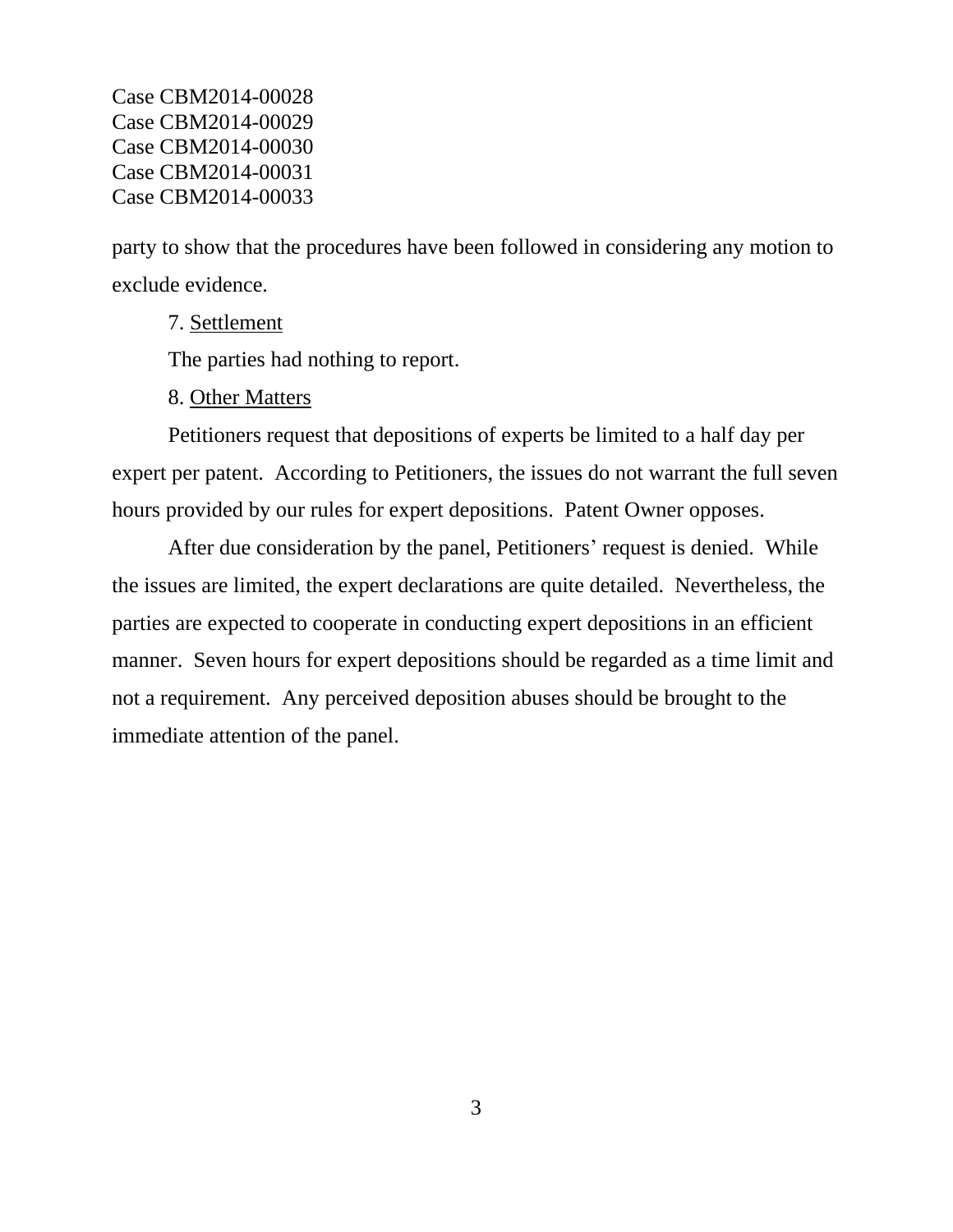party to show that the procedures have been followed in considering any motion to exclude evidence.

7. Settlement

The parties had nothing to report.

8. Other Matters

Petitioners request that depositions of experts be limited to a half day per expert per patent. According to Petitioners, the issues do not warrant the full seven hours provided by our rules for expert depositions. Patent Owner opposes.

After due consideration by the panel, Petitioners' request is denied. While the issues are limited, the expert declarations are quite detailed. Nevertheless, the parties are expected to cooperate in conducting expert depositions in an efficient manner. Seven hours for expert depositions should be regarded as a time limit and not a requirement. Any perceived deposition abuses should be brought to the immediate attention of the panel.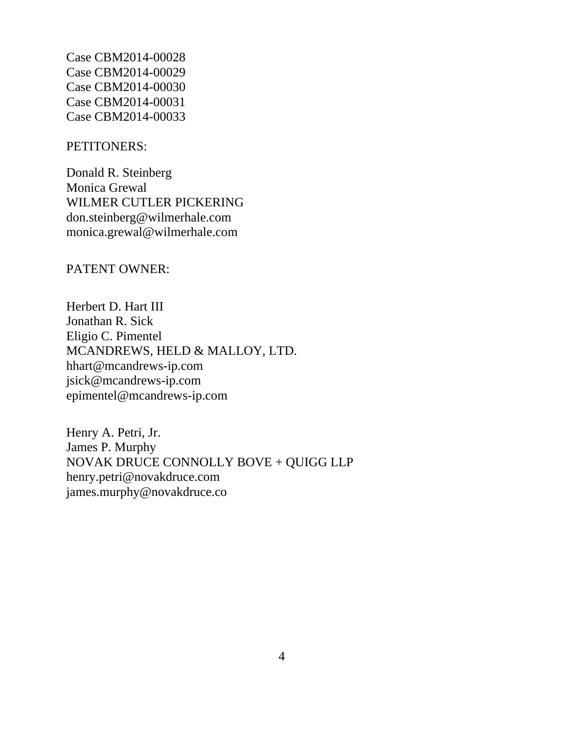Case CBM2014-00028
Case CBM2014-00029
Case CBM2014-00030
Case CBM2014-00031
Case CBM2014-00033

PETITONERS:

Donald R. Steinberg
Monica Grewal
WILMER CUTLER PICKERING
don.steinberg@wilmerhale.com
monica.grewal@wilmerhale.com

PATENT OWNER:

Herbert D. Hart III
Jonathan R. Sick
Eligio C. Pimentel
MCANDREWS, HELD & MALLOY, LTD.
hhart@mcandrews-ip.com
jsick@mcandrews-ip.com
epimentel@mcandrews-ip.com

Henry A. Petri, Jr.
James P. Murphy
NOVAK DRUCE CONNOLLY BOVE + QUIGG LLP
henry.petri@novakdruce.com
james.murphy@novakdruce.co